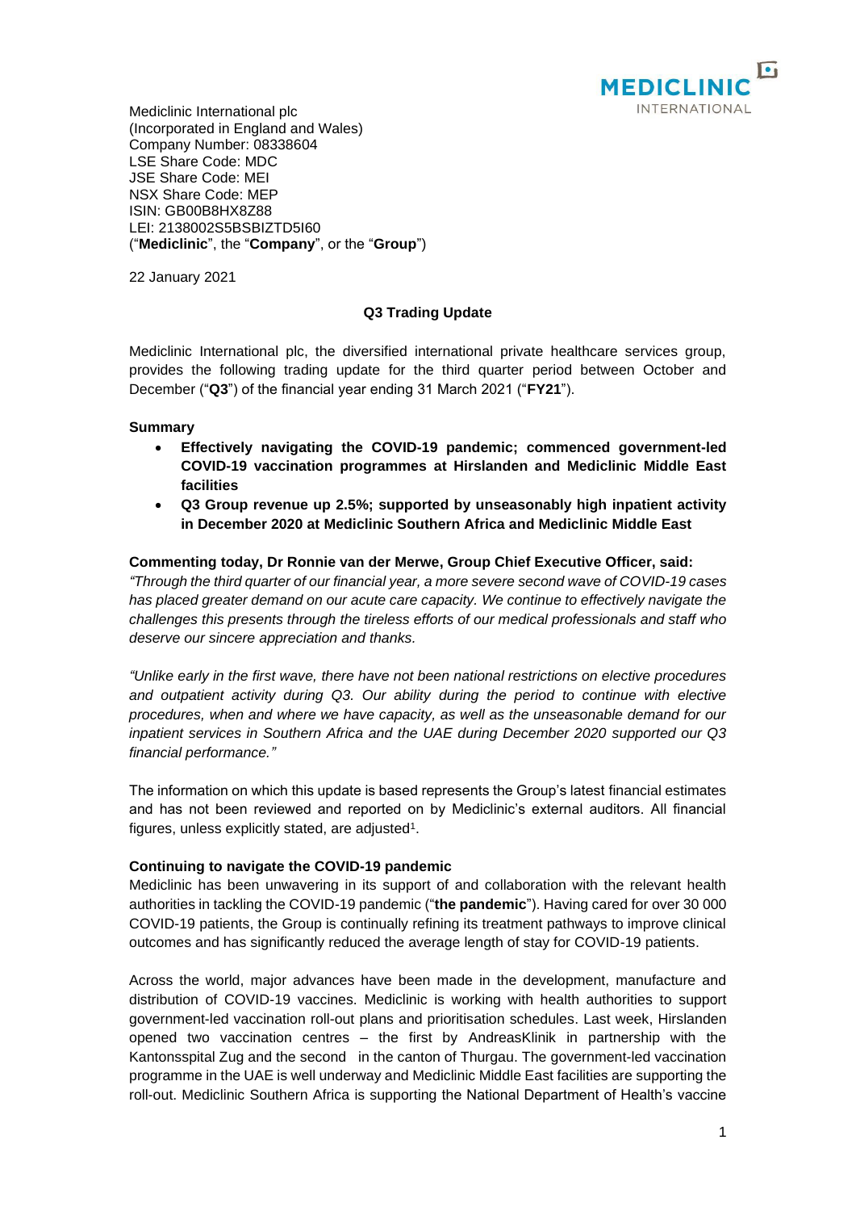Mediclinic International plc
(Incorporated in England and Wales)
Company Number: 08338604
LSE Share Code: MDC
JSE Share Code: MEI
NSX Share Code: MEP
ISIN: GB00B8HX8Z88
LEI: 2138002S5BSBIZTD5I60
("**Mediclinic**", the "**Company**", or the "**Group**")

22 January 2021

## Q3 Trading Update

Mediclinic International plc, the diversified international private healthcare services group, provides the following trading update for the third quarter period between October and December ("**Q3**") of the financial year ending 31 March 2021 ("**FY21**").

### Summary

- **Effectively navigating the COVID-19 pandemic; commenced government-led COVID-19 vaccination programmes at Hirslanden and Mediclinic Middle East facilities**
- **Q3 Group revenue up 2.5%; supported by unseasonably high inpatient activity in December 2020 at Mediclinic Southern Africa and Mediclinic Middle East**

**Commenting today, Dr Ronnie van der Merwe, Group Chief Executive Officer, said:**

*"Through the third quarter of our financial year, a more severe second wave of COVID-19 cases has placed greater demand on our acute care capacity. We continue to effectively navigate the challenges this presents through the tireless efforts of our medical professionals and staff who deserve our sincere appreciation and thanks.*

*"Unlike early in the first wave, there have not been national restrictions on elective procedures and outpatient activity during Q3. Our ability during the period to continue with elective procedures, when and where we have capacity, as well as the unseasonable demand for our inpatient services in Southern Africa and the UAE during December 2020 supported our Q3 financial performance."*

The information on which this update is based represents the Group's latest financial estimates and has not been reviewed and reported on by Mediclinic's external auditors. All financial figures, unless explicitly stated, are adjusted[1].

### Continuing to navigate the COVID-19 pandemic

Mediclinic has been unwavering in its support of and collaboration with the relevant health authorities in tackling the COVID-19 pandemic ("**the pandemic**"). Having cared for over 30 000 COVID-19 patients, the Group is continually refining its treatment pathways to improve clinical outcomes and has significantly reduced the average length of stay for COVID-19 patients.

Across the world, major advances have been made in the development, manufacture and distribution of COVID-19 vaccines. Mediclinic is working with health authorities to support government-led vaccination roll-out plans and prioritisation schedules. Last week, Hirslanden opened two vaccination centres – the first by AndreasKlinik in partnership with the Kantonsspital Zug and the second in the canton of Thurgau. The government-led vaccination programme in the UAE is well underway and Mediclinic Middle East facilities are supporting the roll-out. Mediclinic Southern Africa is supporting the National Department of Health's vaccine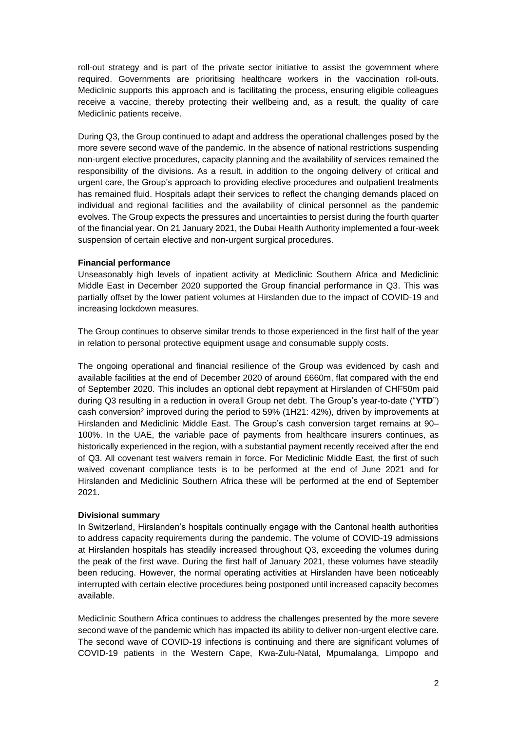roll-out strategy and is part of the private sector initiative to assist the government where required. Governments are prioritising healthcare workers in the vaccination roll-outs. Mediclinic supports this approach and is facilitating the process, ensuring eligible colleagues receive a vaccine, thereby protecting their wellbeing and, as a result, the quality of care Mediclinic patients receive.

During Q3, the Group continued to adapt and address the operational challenges posed by the more severe second wave of the pandemic. In the absence of national restrictions suspending non-urgent elective procedures, capacity planning and the availability of services remained the responsibility of the divisions. As a result, in addition to the ongoing delivery of critical and urgent care, the Group's approach to providing elective procedures and outpatient treatments has remained fluid. Hospitals adapt their services to reflect the changing demands placed on individual and regional facilities and the availability of clinical personnel as the pandemic evolves. The Group expects the pressures and uncertainties to persist during the fourth quarter of the financial year. On 21 January 2021, the Dubai Health Authority implemented a four-week suspension of certain elective and non-urgent surgical procedures.

**Financial performance**

Unseasonably high levels of inpatient activity at Mediclinic Southern Africa and Mediclinic Middle East in December 2020 supported the Group financial performance in Q3. This was partially offset by the lower patient volumes at Hirslanden due to the impact of COVID-19 and increasing lockdown measures.

The Group continues to observe similar trends to those experienced in the first half of the year in relation to personal protective equipment usage and consumable supply costs.

The ongoing operational and financial resilience of the Group was evidenced by cash and available facilities at the end of December 2020 of around £660m, flat compared with the end of September 2020. This includes an optional debt repayment at Hirslanden of CHF50m paid during Q3 resulting in a reduction in overall Group net debt. The Group's year-to-date ("**YTD**") cash conversion[2] improved during the period to 59% (1H21: 42%), driven by improvements at Hirslanden and Mediclinic Middle East. The Group's cash conversion target remains at 90–100%. In the UAE, the variable pace of payments from healthcare insurers continues, as historically experienced in the region, with a substantial payment recently received after the end of Q3. All covenant test waivers remain in force. For Mediclinic Middle East, the first of such waived covenant compliance tests is to be performed at the end of June 2021 and for Hirslanden and Mediclinic Southern Africa these will be performed at the end of September 2021.

**Divisional summary**

In Switzerland, Hirslanden's hospitals continually engage with the Cantonal health authorities to address capacity requirements during the pandemic. The volume of COVID-19 admissions at Hirslanden hospitals has steadily increased throughout Q3, exceeding the volumes during the peak of the first wave. During the first half of January 2021, these volumes have steadily been reducing. However, the normal operating activities at Hirslanden have been noticeably interrupted with certain elective procedures being postponed until increased capacity becomes available.

Mediclinic Southern Africa continues to address the challenges presented by the more severe second wave of the pandemic which has impacted its ability to deliver non-urgent elective care. The second wave of COVID-19 infections is continuing and there are significant volumes of COVID-19 patients in the Western Cape, Kwa-Zulu-Natal, Mpumalanga, Limpopo and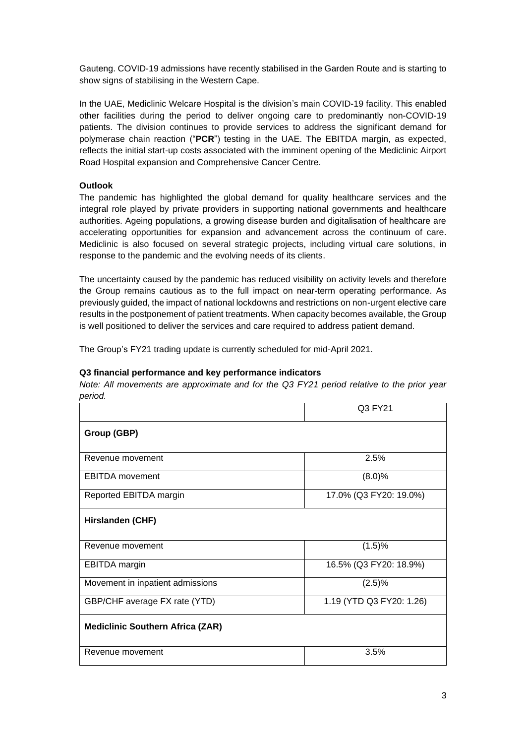Gauteng. COVID-19 admissions have recently stabilised in the Garden Route and is starting to show signs of stabilising in the Western Cape.

In the UAE, Mediclinic Welcare Hospital is the division's main COVID-19 facility. This enabled other facilities during the period to deliver ongoing care to predominantly non-COVID-19 patients. The division continues to provide services to address the significant demand for polymerase chain reaction ("**PCR**") testing in the UAE. The EBITDA margin, as expected, reflects the initial start-up costs associated with the imminent opening of the Mediclinic Airport Road Hospital expansion and Comprehensive Cancer Centre.

**Outlook**

The pandemic has highlighted the global demand for quality healthcare services and the integral role played by private providers in supporting national governments and healthcare authorities. Ageing populations, a growing disease burden and digitalisation of healthcare are accelerating opportunities for expansion and advancement across the continuum of care. Mediclinic is also focused on several strategic projects, including virtual care solutions, in response to the pandemic and the evolving needs of its clients.

The uncertainty caused by the pandemic has reduced visibility on activity levels and therefore the Group remains cautious as to the full impact on near-term operating performance. As previously guided, the impact of national lockdowns and restrictions on non-urgent elective care results in the postponement of patient treatments. When capacity becomes available, the Group is well positioned to deliver the services and care required to address patient demand.

The Group's FY21 trading update is currently scheduled for mid-April 2021.

**Q3 financial performance and key performance indicators**

*Note: All movements are approximate and for the Q3 FY21 period relative to the prior year period.*

| | Q3 FY21 |
|---|---|
| **Group (GBP)** | |
| Revenue movement | 2.5% |
| EBITDA movement | (8.0)% |
| Reported EBITDA margin | 17.0% (Q3 FY20: 19.0%) |
| **Hirslanden (CHF)** | |
| Revenue movement | (1.5)% |
| EBITDA margin | 16.5% (Q3 FY20: 18.9%) |
| Movement in inpatient admissions | (2.5)% |
| GBP/CHF average FX rate (YTD) | 1.19 (YTD Q3 FY20: 1.26) |
| **Mediclinic Southern Africa (ZAR)** | |
| Revenue movement | 3.5% |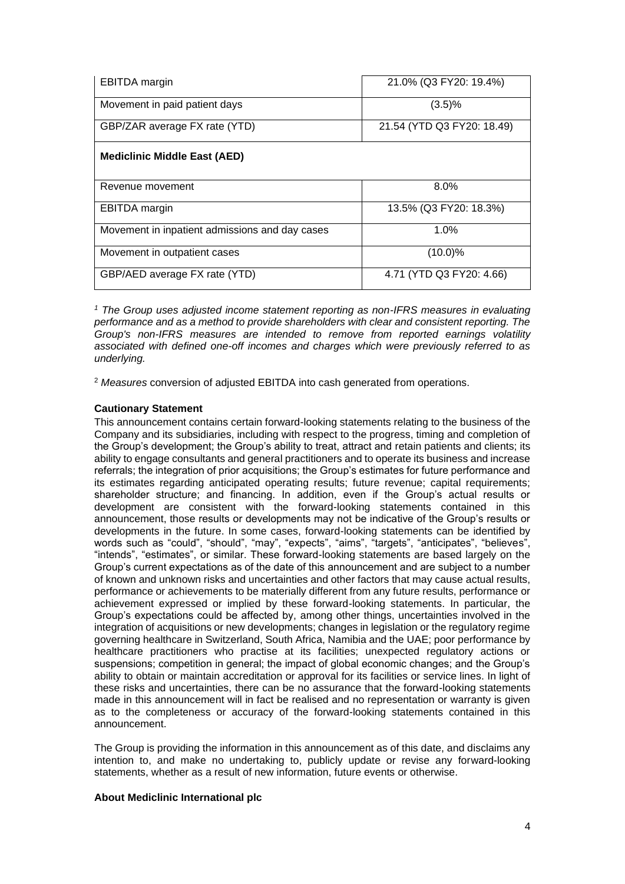| | |
|---|---|
| EBITDA margin | 21.0% (Q3 FY20: 19.4%) |
| Movement in paid patient days | (3.5)% |
| GBP/ZAR average FX rate (YTD) | 21.54 (YTD Q3 FY20: 18.49) |
| **Mediclinic Middle East (AED)** | |
| Revenue movement | 8.0% |
| EBITDA margin | 13.5% (Q3 FY20: 18.3%) |
| Movement in inpatient admissions and day cases | 1.0% |
| Movement in outpatient cases | (10.0)% |
| GBP/AED average FX rate (YTD) | 4.71 (YTD Q3 FY20: 4.66) |

[1] *The Group uses adjusted income statement reporting as non-IFRS measures in evaluating performance and as a method to provide shareholders with clear and consistent reporting. The Group's non-IFRS measures are intended to remove from reported earnings volatility associated with defined one-off incomes and charges which were previously referred to as underlying.*

[2] *Measures* conversion of adjusted EBITDA into cash generated from operations.

**Cautionary Statement**

This announcement contains certain forward-looking statements relating to the business of the Company and its subsidiaries, including with respect to the progress, timing and completion of the Group's development; the Group's ability to treat, attract and retain patients and clients; its ability to engage consultants and general practitioners and to operate its business and increase referrals; the integration of prior acquisitions; the Group's estimates for future performance and its estimates regarding anticipated operating results; future revenue; capital requirements; shareholder structure; and financing. In addition, even if the Group's actual results or development are consistent with the forward-looking statements contained in this announcement, those results or developments may not be indicative of the Group's results or developments in the future. In some cases, forward-looking statements can be identified by words such as "could", "should", "may", "expects", "aims", "targets", "anticipates", "believes", "intends", "estimates", or similar. These forward-looking statements are based largely on the Group's current expectations as of the date of this announcement and are subject to a number of known and unknown risks and uncertainties and other factors that may cause actual results, performance or achievements to be materially different from any future results, performance or achievement expressed or implied by these forward-looking statements. In particular, the Group's expectations could be affected by, among other things, uncertainties involved in the integration of acquisitions or new developments; changes in legislation or the regulatory regime governing healthcare in Switzerland, South Africa, Namibia and the UAE; poor performance by healthcare practitioners who practise at its facilities; unexpected regulatory actions or suspensions; competition in general; the impact of global economic changes; and the Group's ability to obtain or maintain accreditation or approval for its facilities or service lines. In light of these risks and uncertainties, there can be no assurance that the forward-looking statements made in this announcement will in fact be realised and no representation or warranty is given as to the completeness or accuracy of the forward-looking statements contained in this announcement.

The Group is providing the information in this announcement as of this date, and disclaims any intention to, and make no undertaking to, publicly update or revise any forward-looking statements, whether as a result of new information, future events or otherwise.

**About Mediclinic International plc**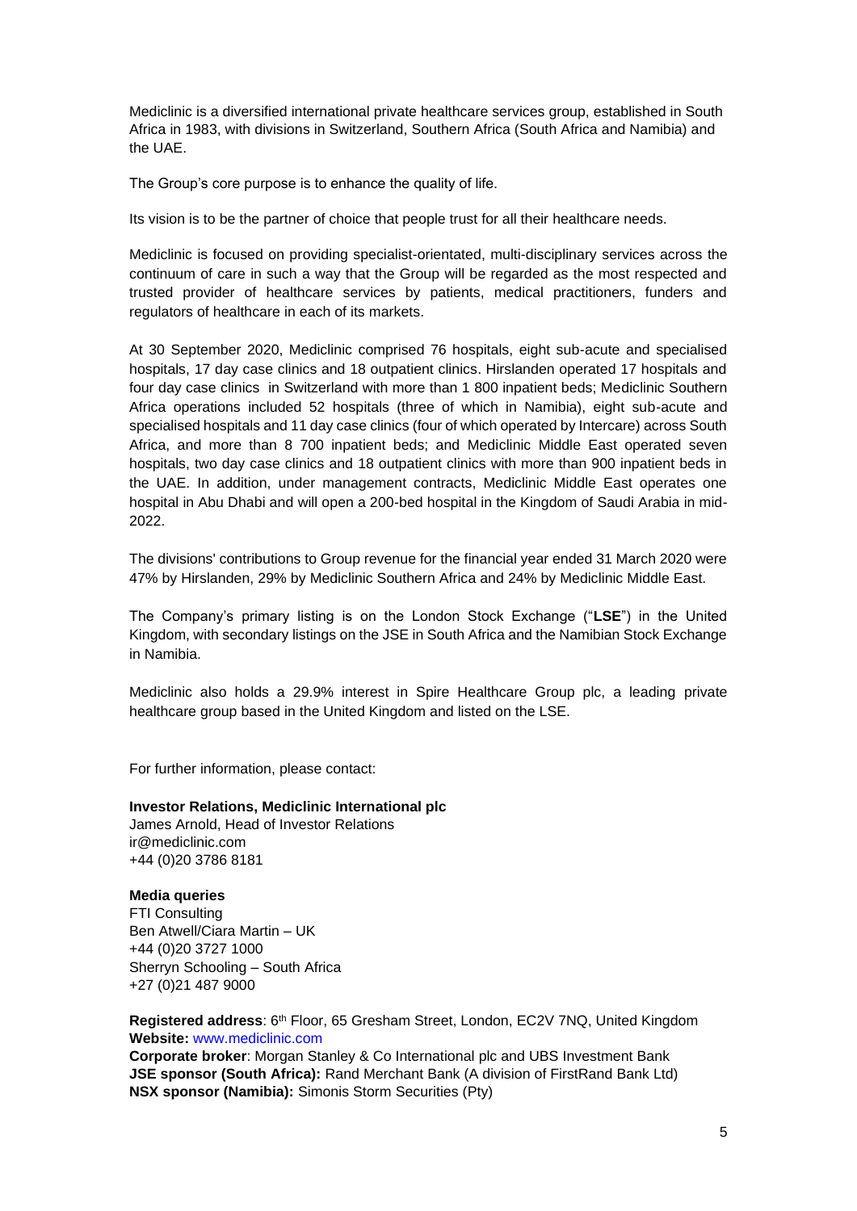Mediclinic is a diversified international private healthcare services group, established in South Africa in 1983, with divisions in Switzerland, Southern Africa (South Africa and Namibia) and the UAE.

The Group's core purpose is to enhance the quality of life.

Its vision is to be the partner of choice that people trust for all their healthcare needs.

Mediclinic is focused on providing specialist-orientated, multi-disciplinary services across the continuum of care in such a way that the Group will be regarded as the most respected and trusted provider of healthcare services by patients, medical practitioners, funders and regulators of healthcare in each of its markets.

At 30 September 2020, Mediclinic comprised 76 hospitals, eight sub-acute and specialised hospitals, 17 day case clinics and 18 outpatient clinics. Hirslanden operated 17 hospitals and four day case clinics in Switzerland with more than 1 800 inpatient beds; Mediclinic Southern Africa operations included 52 hospitals (three of which in Namibia), eight sub-acute and specialised hospitals and 11 day case clinics (four of which operated by Intercare) across South Africa, and more than 8 700 inpatient beds; and Mediclinic Middle East operated seven hospitals, two day case clinics and 18 outpatient clinics with more than 900 inpatient beds in the UAE. In addition, under management contracts, Mediclinic Middle East operates one hospital in Abu Dhabi and will open a 200-bed hospital in the Kingdom of Saudi Arabia in mid-2022.

The divisions' contributions to Group revenue for the financial year ended 31 March 2020 were 47% by Hirslanden, 29% by Mediclinic Southern Africa and 24% by Mediclinic Middle East.

The Company's primary listing is on the London Stock Exchange ("**LSE**") in the United Kingdom, with secondary listings on the JSE in South Africa and the Namibian Stock Exchange in Namibia.

Mediclinic also holds a 29.9% interest in Spire Healthcare Group plc, a leading private healthcare group based in the United Kingdom and listed on the LSE.

For further information, please contact:

**Investor Relations, Mediclinic International plc**
James Arnold, Head of Investor Relations
ir@mediclinic.com
+44 (0)20 3786 8181

**Media queries**
FTI Consulting
Ben Atwell/Ciara Martin – UK
+44 (0)20 3727 1000
Sherryn Schooling – South Africa
+27 (0)21 487 9000

**Registered address**: 6th Floor, 65 Gresham Street, London, EC2V 7NQ, United Kingdom
**Website:** www.mediclinic.com
**Corporate broker**: Morgan Stanley & Co International plc and UBS Investment Bank
**JSE sponsor (South Africa):** Rand Merchant Bank (A division of FirstRand Bank Ltd)
**NSX sponsor (Namibia):** Simonis Storm Securities (Pty)